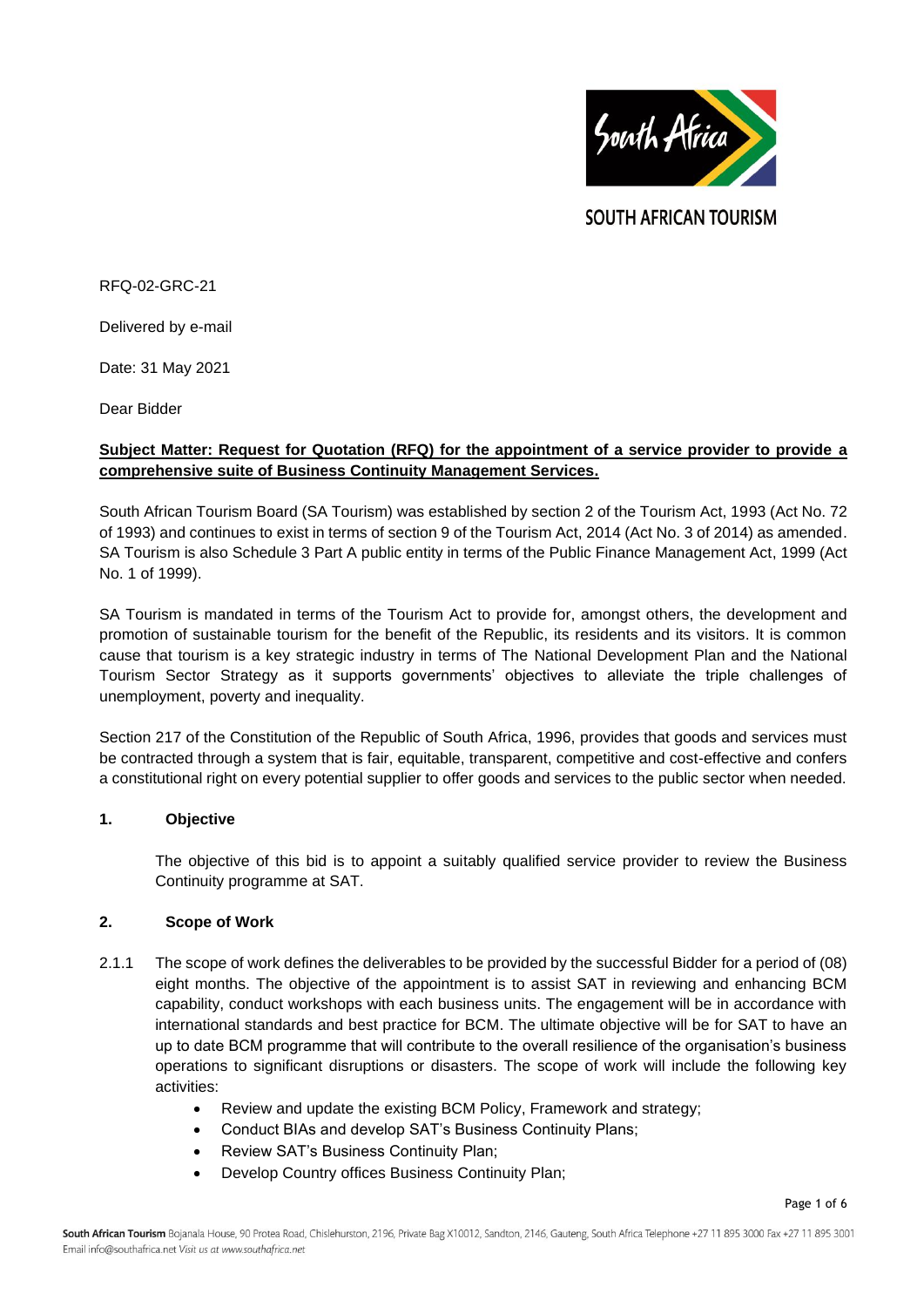SOUTH AFRICAN TOURISM

RFQ-02-GRC-21

Delivered by e-mail

Date: 31 May 2021

Dear Bidder

**Subject Matter: Request for Quotation (RFQ) for the appointment of a service provider to provide a comprehensive suite of Business Continuity Management Services.**

South African Tourism Board (SA Tourism) was established by section 2 of the Tourism Act, 1993 (Act No. 72 of 1993) and continues to exist in terms of section 9 of the Tourism Act, 2014 (Act No. 3 of 2014) as amended. SA Tourism is also Schedule 3 Part A public entity in terms of the Public Finance Management Act, 1999 (Act No. 1 of 1999).

SA Tourism is mandated in terms of the Tourism Act to provide for, amongst others, the development and promotion of sustainable tourism for the benefit of the Republic, its residents and its visitors. It is common cause that tourism is a key strategic industry in terms of The National Development Plan and the National Tourism Sector Strategy as it supports governments' objectives to alleviate the triple challenges of unemployment, poverty and inequality.

Section 217 of the Constitution of the Republic of South Africa, 1996, provides that goods and services must be contracted through a system that is fair, equitable, transparent, competitive and cost-effective and confers a constitutional right on every potential supplier to offer goods and services to the public sector when needed.

## 1. Objective

The objective of this bid is to appoint a suitably qualified service provider to review the Business Continuity programme at SAT.

## 2. Scope of Work

2.1.1 The scope of work defines the deliverables to be provided by the successful Bidder for a period of (08) eight months. The objective of the appointment is to assist SAT in reviewing and enhancing BCM capability, conduct workshops with each business units. The engagement will be in accordance with international standards and best practice for BCM. The ultimate objective will be for SAT to have an up to date BCM programme that will contribute to the overall resilience of the organisation's business operations to significant disruptions or disasters. The scope of work will include the following key activities:

- Review and update the existing BCM Policy, Framework and strategy;
- Conduct BIAs and develop SAT's Business Continuity Plans;
- Review SAT's Business Continuity Plan;
- Develop Country offices Business Continuity Plan;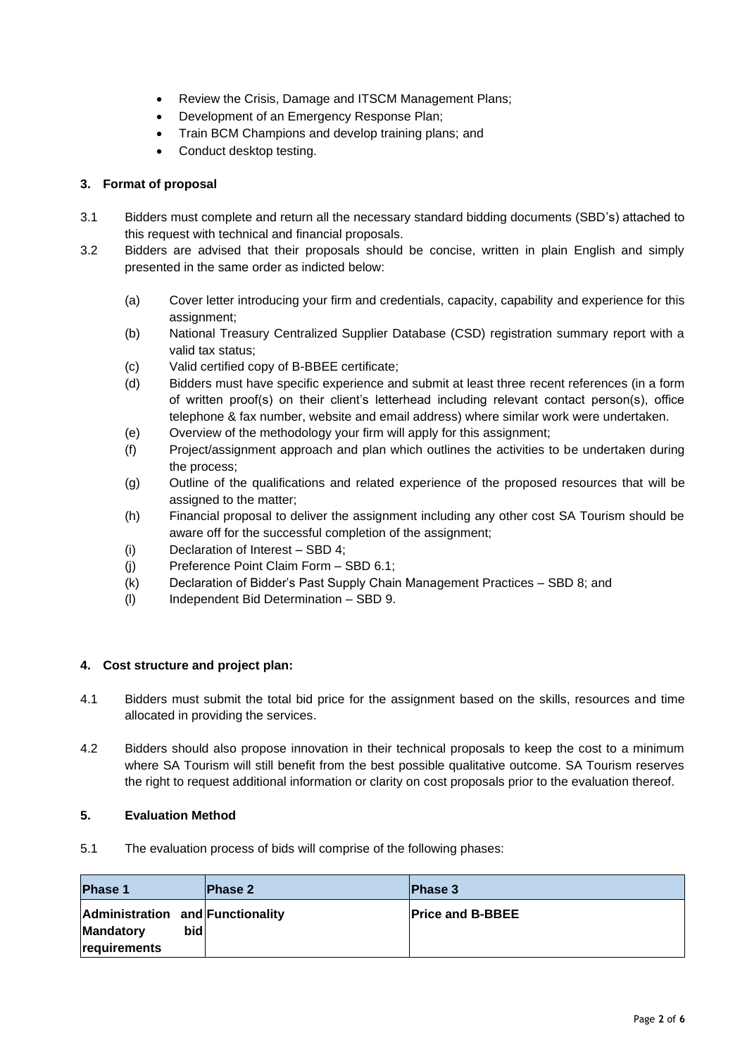- Review the Crisis, Damage and ITSCM Management Plans;
- Development of an Emergency Response Plan;
- Train BCM Champions and develop training plans; and
- Conduct desktop testing.

### 3. Format of proposal

3.1 Bidders must complete and return all the necessary standard bidding documents (SBD's) attached to this request with technical and financial proposals.

3.2 Bidders are advised that their proposals should be concise, written in plain English and simply presented in the same order as indicted below:

(a) Cover letter introducing your firm and credentials, capacity, capability and experience for this assignment;

(b) National Treasury Centralized Supplier Database (CSD) registration summary report with a valid tax status;

(c) Valid certified copy of B-BBEE certificate;

(d) Bidders must have specific experience and submit at least three recent references (in a form of written proof(s) on their client's letterhead including relevant contact person(s), office telephone & fax number, website and email address) where similar work were undertaken.

(e) Overview of the methodology your firm will apply for this assignment;

(f) Project/assignment approach and plan which outlines the activities to be undertaken during the process;

(g) Outline of the qualifications and related experience of the proposed resources that will be assigned to the matter;

(h) Financial proposal to deliver the assignment including any other cost SA Tourism should be aware off for the successful completion of the assignment;

(i) Declaration of Interest – SBD 4;

(j) Preference Point Claim Form – SBD 6.1;

(k) Declaration of Bidder's Past Supply Chain Management Practices – SBD 8; and

(l) Independent Bid Determination – SBD 9.

### 4. Cost structure and project plan:

4.1 Bidders must submit the total bid price for the assignment based on the skills, resources and time allocated in providing the services.

4.2 Bidders should also propose innovation in their technical proposals to keep the cost to a minimum where SA Tourism will still benefit from the best possible qualitative outcome. SA Tourism reserves the right to request additional information or clarity on cost proposals prior to the evaluation thereof.

### 5. Evaluation Method

5.1 The evaluation process of bids will comprise of the following phases:

| Phase 1 | Phase 2 | Phase 3 |
|---|---|---|
| **Administration and Mandatory bid requirements** | **Functionality** | **Price and B-BBEE** |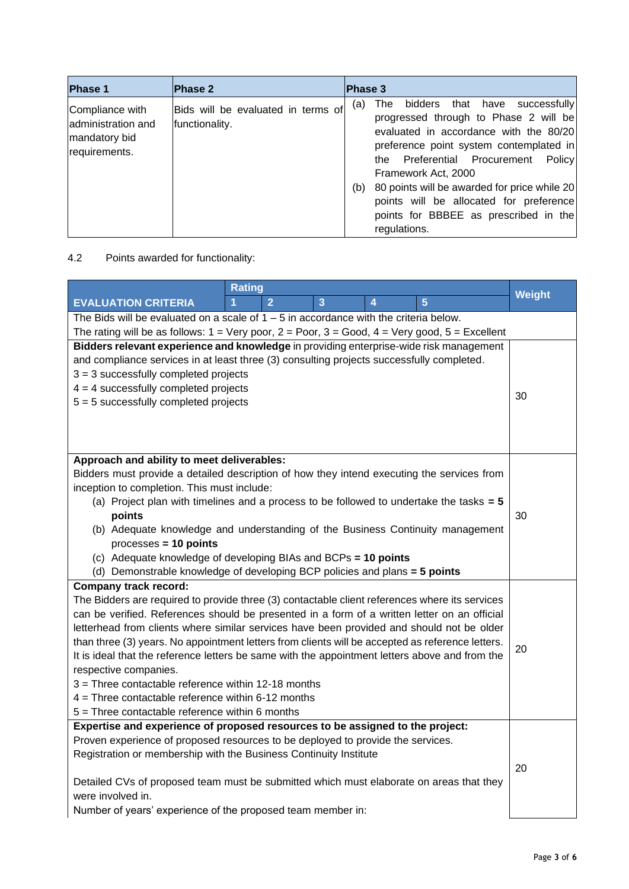| Phase 1 | Phase 2 | Phase 3 |
|---|---|---|
| Compliance with administration and mandatory bid requirements. | Bids will be evaluated in terms of functionality. | (a) The bidders that have successfully progressed through to Phase 2 will be evaluated in accordance with the 80/20 preference point system contemplated in the Preferential Procurement Policy Framework Act, 2000<br>(b) 80 points will be awarded for price while 20 points will be allocated for preference points for BBBEE as prescribed in the regulations. |

4.2 Points awarded for functionality:

| EVALUATION CRITERIA | Rating 1 | 2 | 3 | 4 | 5 | Weight |
|---|---|---|---|---|---|---|
| The Bids will be evaluated on a scale of 1 – 5 in accordance with the criteria below.<br>The rating will be as follows: 1 = Very poor, 2 = Poor, 3 = Good, 4 = Very good, 5 = Excellent | | | | | | |
| **Bidders relevant experience and knowledge** in providing enterprise-wide risk management and compliance services in at least three (3) consulting projects successfully completed.<br>3 = 3 successfully completed projects<br>4 = 4 successfully completed projects<br>5 = 5 successfully completed projects | | | | | | 30 |
| **Approach and ability to meet deliverables:**<br>Bidders must provide a detailed description of how they intend executing the services from inception to completion. This must include:<br>(a) Project plan with timelines and a process to be followed to undertake the tasks **= 5 points**<br>(b) Adequate knowledge and understanding of the Business Continuity management processes **= 10 points**<br>(c) Adequate knowledge of developing BIAs and BCPs **= 10 points**<br>(d) Demonstrable knowledge of developing BCP policies and plans **= 5 points** | | | | | | 30 |
| **Company track record:**<br>The Bidders are required to provide three (3) contactable client references where its services can be verified. References should be presented in a form of a written letter on an official letterhead from clients where similar services have been provided and should not be older than three (3) years. No appointment letters from clients will be accepted as reference letters. It is ideal that the reference letters be same with the appointment letters above and from the respective companies.<br>3 = Three contactable reference within 12-18 months<br>4 = Three contactable reference within 6-12 months<br>5 = Three contactable reference within 6 months | | | | | | 20 |
| **Expertise and experience of proposed resources to be assigned to the project:**<br>Proven experience of proposed resources to be deployed to provide the services.<br>Registration or membership with the Business Continuity Institute<br><br>Detailed CVs of proposed team must be submitted which must elaborate on areas that they were involved in.<br>Number of years' experience of the proposed team member in: | | | | | | 20 |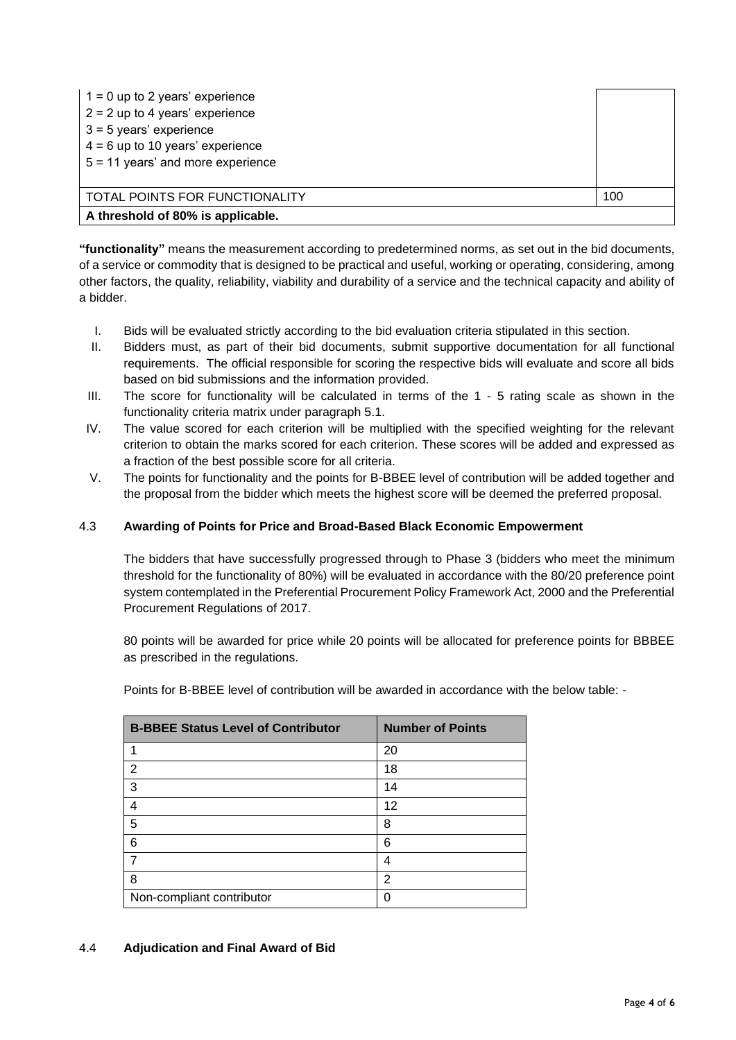| | |
|---|---|
| 1 = 0 up to 2 years' experience<br>2 = 2 up to 4 years' experience<br>3 = 5 years' experience<br>4 = 6 up to 10 years' experience<br>5 = 11 years' and more experience | |
| TOTAL POINTS FOR FUNCTIONALITY | 100 |
| **A threshold of 80% is applicable.** | |

**"functionality"** means the measurement according to predetermined norms, as set out in the bid documents, of a service or commodity that is designed to be practical and useful, working or operating, considering, among other factors, the quality, reliability, viability and durability of a service and the technical capacity and ability of a bidder.

I. Bids will be evaluated strictly according to the bid evaluation criteria stipulated in this section.

II. Bidders must, as part of their bid documents, submit supportive documentation for all functional requirements. The official responsible for scoring the respective bids will evaluate and score all bids based on bid submissions and the information provided.

III. The score for functionality will be calculated in terms of the 1 - 5 rating scale as shown in the functionality criteria matrix under paragraph 5.1.

IV. The value scored for each criterion will be multiplied with the specified weighting for the relevant criterion to obtain the marks scored for each criterion. These scores will be added and expressed as a fraction of the best possible score for all criteria.

V. The points for functionality and the points for B-BBEE level of contribution will be added together and the proposal from the bidder which meets the highest score will be deemed the preferred proposal.

## 4.3 Awarding of Points for Price and Broad-Based Black Economic Empowerment

The bidders that have successfully progressed through to Phase 3 (bidders who meet the minimum threshold for the functionality of 80%) will be evaluated in accordance with the 80/20 preference point system contemplated in the Preferential Procurement Policy Framework Act, 2000 and the Preferential Procurement Regulations of 2017.

80 points will be awarded for price while 20 points will be allocated for preference points for BBBEE as prescribed in the regulations.

Points for B-BBEE level of contribution will be awarded in accordance with the below table: -

| B-BBEE Status Level of Contributor | Number of Points |
|---|---|
| 1 | 20 |
| 2 | 18 |
| 3 | 14 |
| 4 | 12 |
| 5 | 8 |
| 6 | 6 |
| 7 | 4 |
| 8 | 2 |
| Non-compliant contributor | 0 |

## 4.4 Adjudication and Final Award of Bid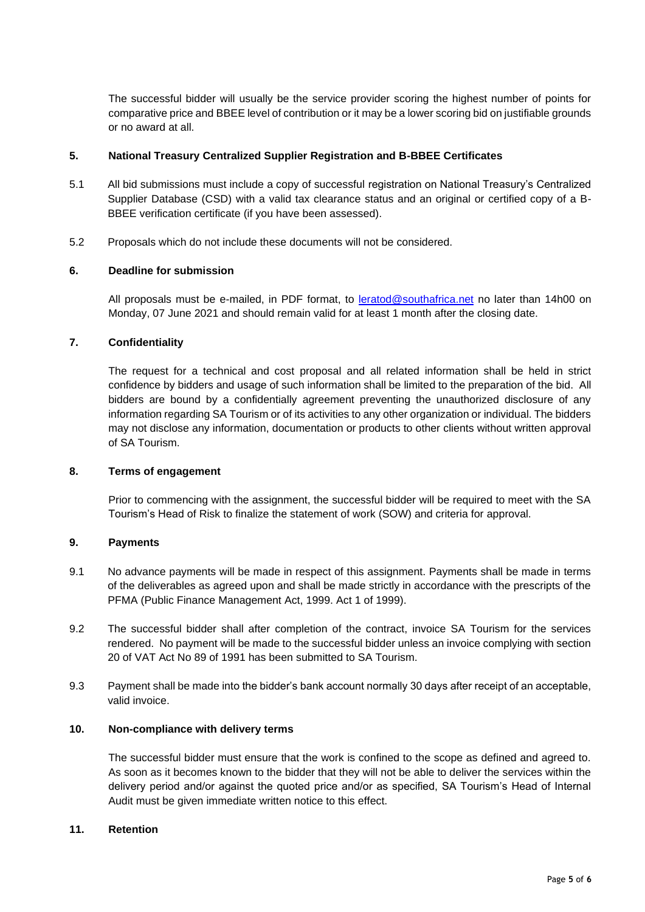The successful bidder will usually be the service provider scoring the highest number of points for comparative price and BBEE level of contribution or it may be a lower scoring bid on justifiable grounds or no award at all.

## 5. National Treasury Centralized Supplier Registration and B-BBEE Certificates

5.1 All bid submissions must include a copy of successful registration on National Treasury's Centralized Supplier Database (CSD) with a valid tax clearance status and an original or certified copy of a B-BBEE verification certificate (if you have been assessed).

5.2 Proposals which do not include these documents will not be considered.

## 6. Deadline for submission

All proposals must be e-mailed, in PDF format, to leratod@southafrica.net no later than 14h00 on Monday, 07 June 2021 and should remain valid for at least 1 month after the closing date.

## 7. Confidentiality

The request for a technical and cost proposal and all related information shall be held in strict confidence by bidders and usage of such information shall be limited to the preparation of the bid. All bidders are bound by a confidentially agreement preventing the unauthorized disclosure of any information regarding SA Tourism or of its activities to any other organization or individual. The bidders may not disclose any information, documentation or products to other clients without written approval of SA Tourism.

## 8. Terms of engagement

Prior to commencing with the assignment, the successful bidder will be required to meet with the SA Tourism's Head of Risk to finalize the statement of work (SOW) and criteria for approval.

## 9. Payments

9.1 No advance payments will be made in respect of this assignment. Payments shall be made in terms of the deliverables as agreed upon and shall be made strictly in accordance with the prescripts of the PFMA (Public Finance Management Act, 1999. Act 1 of 1999).

9.2 The successful bidder shall after completion of the contract, invoice SA Tourism for the services rendered. No payment will be made to the successful bidder unless an invoice complying with section 20 of VAT Act No 89 of 1991 has been submitted to SA Tourism.

9.3 Payment shall be made into the bidder's bank account normally 30 days after receipt of an acceptable, valid invoice.

## 10. Non-compliance with delivery terms

The successful bidder must ensure that the work is confined to the scope as defined and agreed to. As soon as it becomes known to the bidder that they will not be able to deliver the services within the delivery period and/or against the quoted price and/or as specified, SA Tourism's Head of Internal Audit must be given immediate written notice to this effect.

## 11. Retention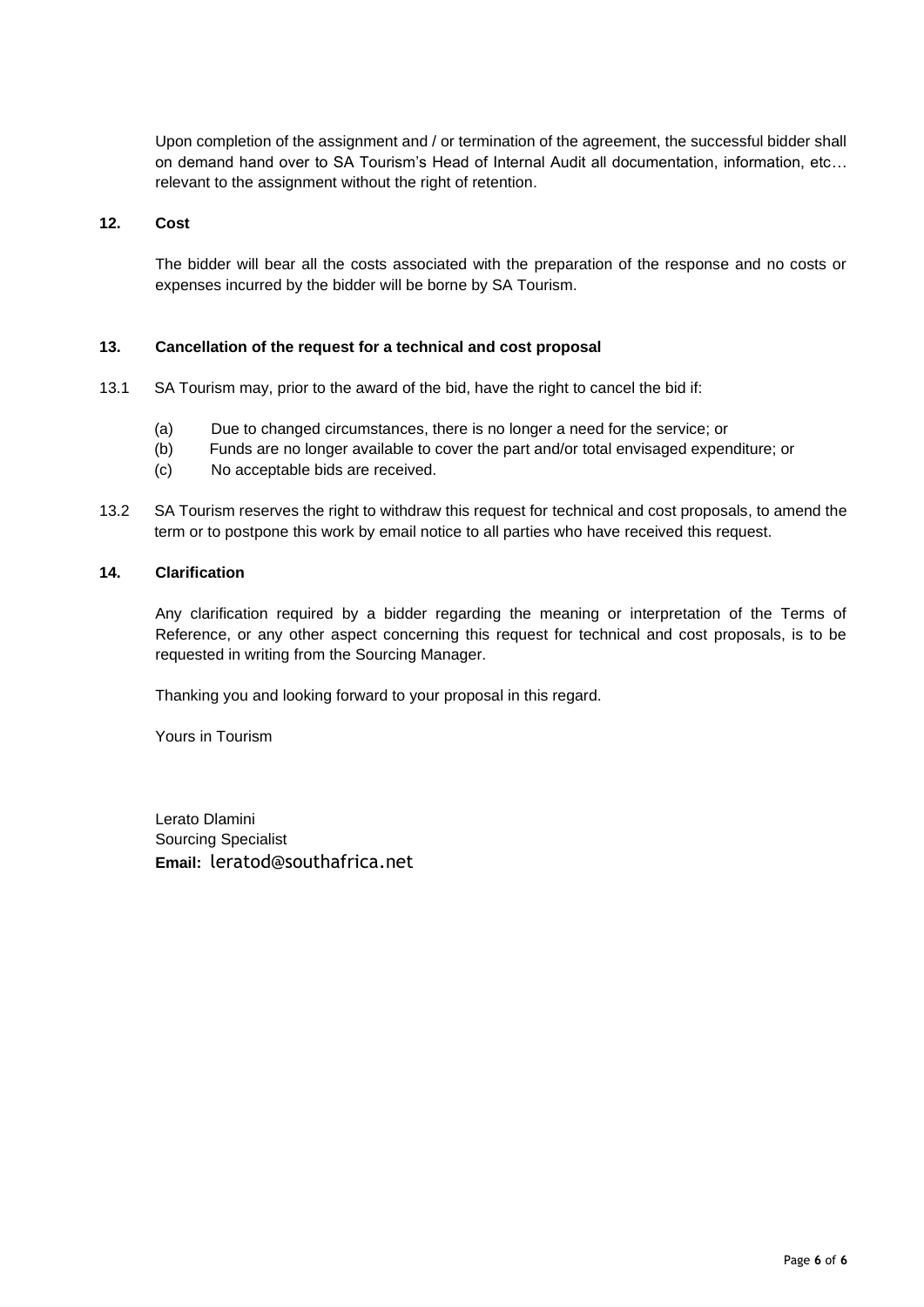Upon completion of the assignment and / or termination of the agreement, the successful bidder shall on demand hand over to SA Tourism's Head of Internal Audit all documentation, information, etc… relevant to the assignment without the right of retention.

## 12. Cost

The bidder will bear all the costs associated with the preparation of the response and no costs or expenses incurred by the bidder will be borne by SA Tourism.

## 13. Cancellation of the request for a technical and cost proposal

13.1 SA Tourism may, prior to the award of the bid, have the right to cancel the bid if:

(a) Due to changed circumstances, there is no longer a need for the service; or
(b) Funds are no longer available to cover the part and/or total envisaged expenditure; or
(c) No acceptable bids are received.

13.2 SA Tourism reserves the right to withdraw this request for technical and cost proposals, to amend the term or to postpone this work by email notice to all parties who have received this request.

## 14. Clarification

Any clarification required by a bidder regarding the meaning or interpretation of the Terms of Reference, or any other aspect concerning this request for technical and cost proposals, is to be requested in writing from the Sourcing Manager.

Thanking you and looking forward to your proposal in this regard.

Yours in Tourism

Lerato Dlamini
Sourcing Specialist
**Email:** leratod@southafrica.net